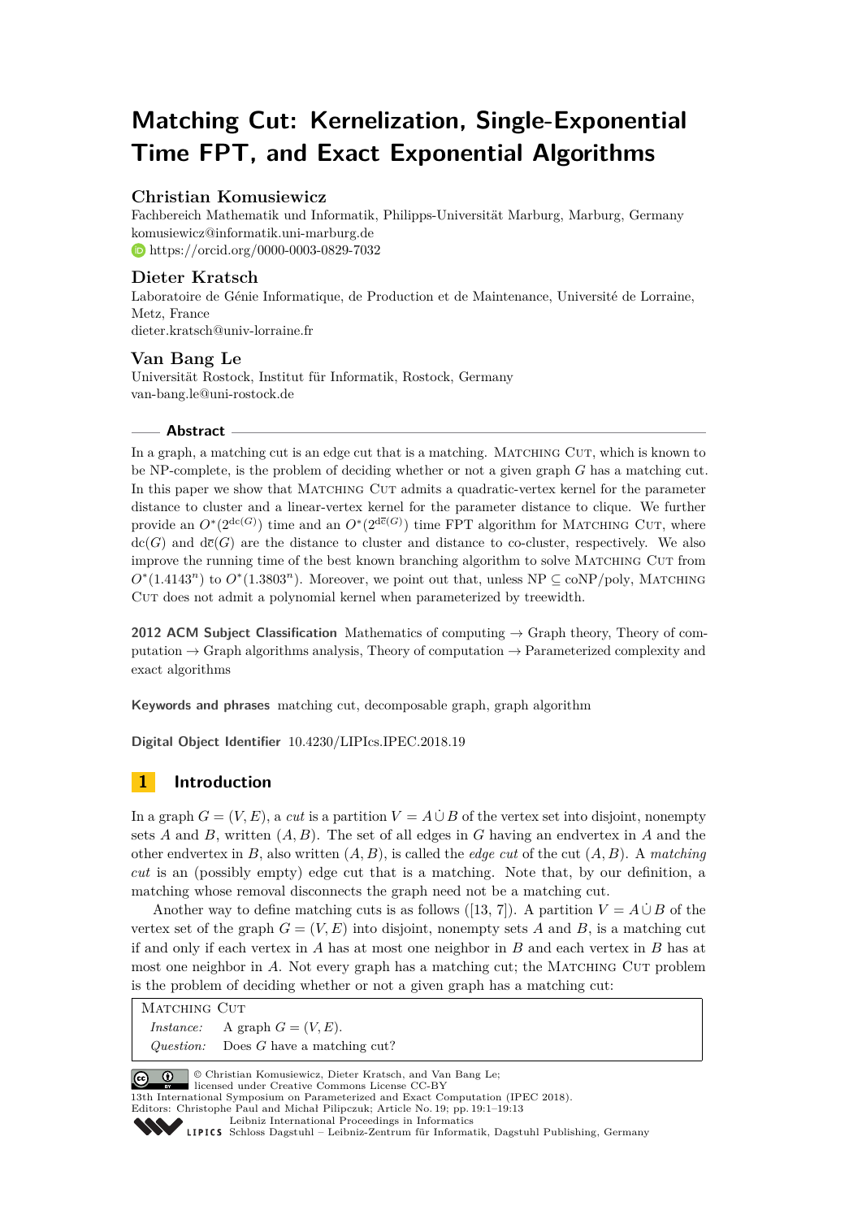# Matching Cut: Kernelization, Single-Exponential Time FPT, and Exact Exponential Algorithms

## Christian Komusiewicz

Fachbereich Mathematik und Informatik, Philipps-Universität Marburg, Marburg, Germany
komusiewicz@informatik.uni-marburg.de
https://orcid.org/0000-0003-0829-7032

## Dieter Kratsch

Laboratoire de Génie Informatique, de Production et de Maintenance, Université de Lorraine, Metz, France
dieter.kratsch@univ-lorraine.fr

## Van Bang Le

Universität Rostock, Institut für Informatik, Rostock, Germany
van-bang.le@uni-rostock.de

## Abstract

In a graph, a matching cut is an edge cut that is a matching. Matching Cut, which is known to be NP-complete, is the problem of deciding whether or not a given graph $G$ has a matching cut. In this paper we show that Matching Cut admits a quadratic-vertex kernel for the parameter distance to cluster and a linear-vertex kernel for the parameter distance to clique. We further provide an $O^*(2^{\mathrm{dc}(G)})$ time and an $O^*(2^{\mathrm{d\overline{c}}(G)})$ time FPT algorithm for Matching Cut, where $\mathrm{dc}(G)$ and $\mathrm{d\overline{c}}(G)$ are the distance to cluster and distance to co-cluster, respectively. We also improve the running time of the best known branching algorithm to solve Matching Cut from $O^*(1.4143^n)$ to $O^*(1.3803^n)$. Moreover, we point out that, unless NP $\subseteq$ coNP/poly, Matching Cut does not admit a polynomial kernel when parameterized by treewidth.

**2012 ACM Subject Classification** Mathematics of computing → Graph theory, Theory of computation → Graph algorithms analysis, Theory of computation → Parameterized complexity and exact algorithms

**Keywords and phrases** matching cut, decomposable graph, graph algorithm

**Digital Object Identifier** 10.4230/LIPIcs.IPEC.2018.19

# 1 Introduction

In a graph $G = (V, E)$, a *cut* is a partition $V = A \dot\cup B$ of the vertex set into disjoint, nonempty sets $A$ and $B$, written $(A, B)$. The set of all edges in $G$ having an endvertex in $A$ and the other endvertex in $B$, also written $(A, B)$, is called the *edge cut* of the cut $(A, B)$. A *matching cut* is an (possibly empty) edge cut that is a matching. Note that, by our definition, a matching whose removal disconnects the graph need not be a matching cut.

Another way to define matching cuts is as follows ([13, 7]). A partition $V = A \dot\cup B$ of the vertex set of the graph $G = (V, E)$ into disjoint, nonempty sets $A$ and $B$, is a matching cut if and only if each vertex in $A$ has at most one neighbor in $B$ and each vertex in $B$ has at most one neighbor in $A$. Not every graph has a matching cut; the Matching Cut problem is the problem of deciding whether or not a given graph has a matching cut:

> Matching Cut
> *Instance:* A graph $G = (V, E)$.
> *Question:* Does $G$ have a matching cut?

© Christian Komusiewicz, Dieter Kratsch, and Van Bang Le;
licensed under Creative Commons License CC-BY
13th International Symposium on Parameterized and Exact Computation (IPEC 2018).
Editors: Christophe Paul and Michał Pilipczuk; Article No. 19; pp. 19:1–19:13
Leibniz International Proceedings in Informatics
LIPICS Schloss Dagstuhl – Leibniz-Zentrum für Informatik, Dagstuhl Publishing, Germany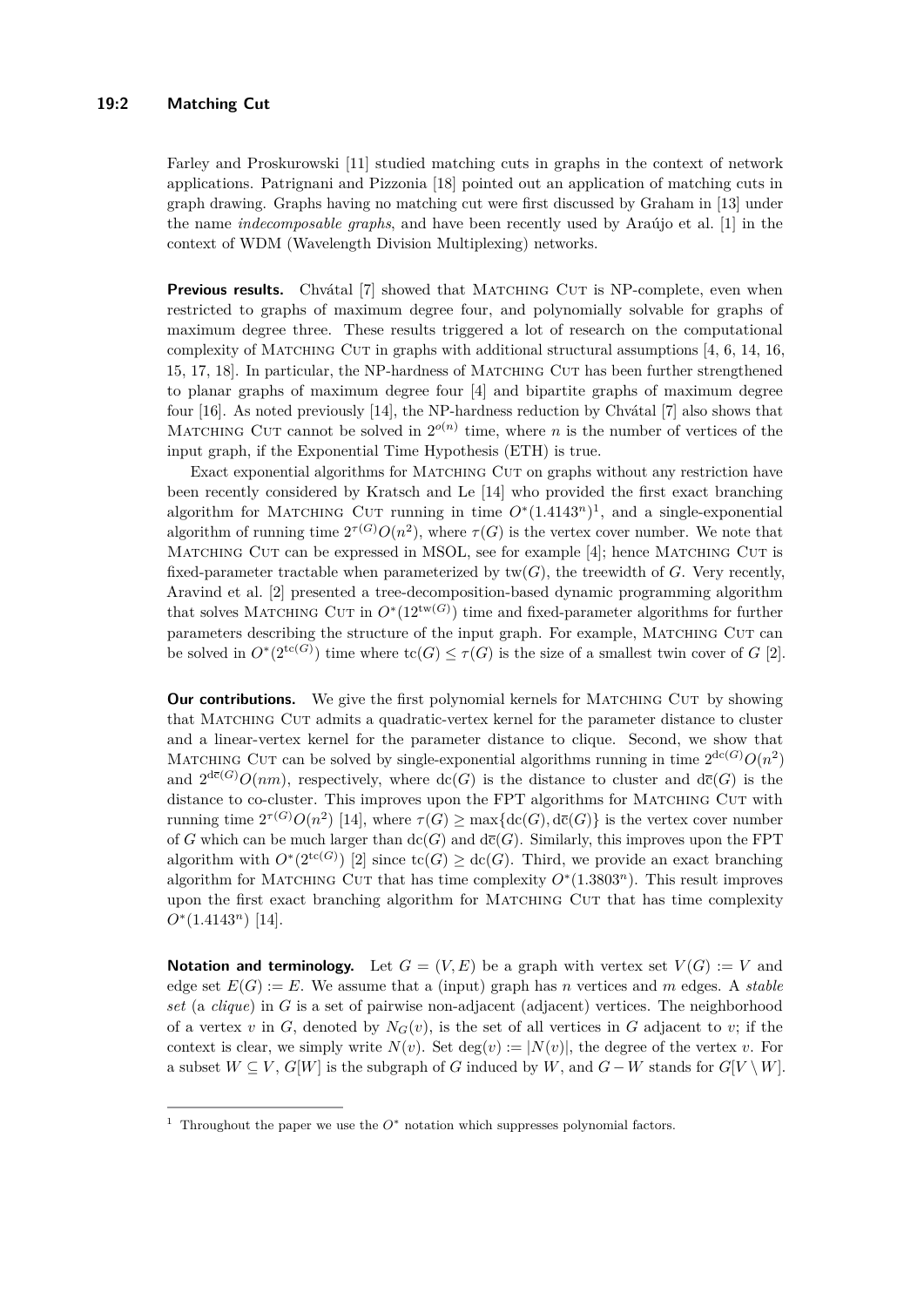Farley and Proskurowski [11] studied matching cuts in graphs in the context of network applications. Patrignani and Pizzonia [18] pointed out an application of matching cuts in graph drawing. Graphs having no matching cut were first discussed by Graham in [13] under the name *indecomposable graphs*, and have been recently used by Araújo et al. [1] in the context of WDM (Wavelength Division Multiplexing) networks.

**Previous results.** Chvátal [7] showed that Matching Cut is NP-complete, even when restricted to graphs of maximum degree four, and polynomially solvable for graphs of maximum degree three. These results triggered a lot of research on the computational complexity of Matching Cut in graphs with additional structural assumptions [4, 6, 14, 16, 15, 17, 18]. In particular, the NP-hardness of Matching Cut has been further strengthened to planar graphs of maximum degree four [4] and bipartite graphs of maximum degree four [16]. As noted previously [14], the NP-hardness reduction by Chvátal [7] also shows that Matching Cut cannot be solved in $2^{o(n)}$ time, where $n$ is the number of vertices of the input graph, if the Exponential Time Hypothesis (ETH) is true.

Exact exponential algorithms for Matching Cut on graphs without any restriction have been recently considered by Kratsch and Le [14] who provided the first exact branching algorithm for Matching Cut running in time $O^*(1.4143^n)$[1], and a single-exponential algorithm of running time $2^{\tau(G)}O(n^2)$, where $\tau(G)$ is the vertex cover number. We note that Matching Cut can be expressed in MSOL, see for example [4]; hence Matching Cut is fixed-parameter tractable when parameterized by $\mathrm{tw}(G)$, the treewidth of $G$. Very recently, Aravind et al. [2] presented a tree-decomposition-based dynamic programming algorithm that solves Matching Cut in $O^*(12^{\mathrm{tw}(G)})$ time and fixed-parameter algorithms for further parameters describing the structure of the input graph. For example, Matching Cut can be solved in $O^*(2^{\mathrm{tc}(G)})$ time where $\mathrm{tc}(G) \leq \tau(G)$ is the size of a smallest twin cover of $G$ [2].

**Our contributions.** We give the first polynomial kernels for Matching Cut by showing that Matching Cut admits a quadratic-vertex kernel for the parameter distance to cluster and a linear-vertex kernel for the parameter distance to clique. Second, we show that Matching Cut can be solved by single-exponential algorithms running in time $2^{\mathrm{dc}(G)}O(n^2)$ and $2^{\mathrm{d\overline{c}}(G)}O(nm)$, respectively, where $\mathrm{dc}(G)$ is the distance to cluster and $\mathrm{d\overline{c}}(G)$ is the distance to co-cluster. This improves upon the FPT algorithms for Matching Cut with running time $2^{\tau(G)}O(n^2)$ [14], where $\tau(G) \geq \max\{\mathrm{dc}(G), \mathrm{d\overline{c}}(G)\}$ is the vertex cover number of $G$ which can be much larger than $\mathrm{dc}(G)$ and $\mathrm{d\overline{c}}(G)$. Similarly, this improves upon the FPT algorithm with $O^*(2^{\mathrm{tc}(G)})$ [2] since $\mathrm{tc}(G) \geq \mathrm{dc}(G)$. Third, we provide an exact branching algorithm for Matching Cut that has time complexity $O^*(1.3803^n)$. This result improves upon the first exact branching algorithm for Matching Cut that has time complexity $O^*(1.4143^n)$ [14].

**Notation and terminology.** Let $G = (V, E)$ be a graph with vertex set $V(G) := V$ and edge set $E(G) := E$. We assume that a (input) graph has $n$ vertices and $m$ edges. A *stable set* (a *clique*) in $G$ is a set of pairwise non-adjacent (adjacent) vertices. The neighborhood of a vertex $v$ in $G$, denoted by $N_G(v)$, is the set of all vertices in $G$ adjacent to $v$; if the context is clear, we simply write $N(v)$. Set $\deg(v) := |N(v)|$, the degree of the vertex $v$. For a subset $W \subseteq V$, $G[W]$ is the subgraph of $G$ induced by $W$, and $G - W$ stands for $G[V \setminus W]$.

[1] Throughout the paper we use the $O^*$ notation which suppresses polynomial factors.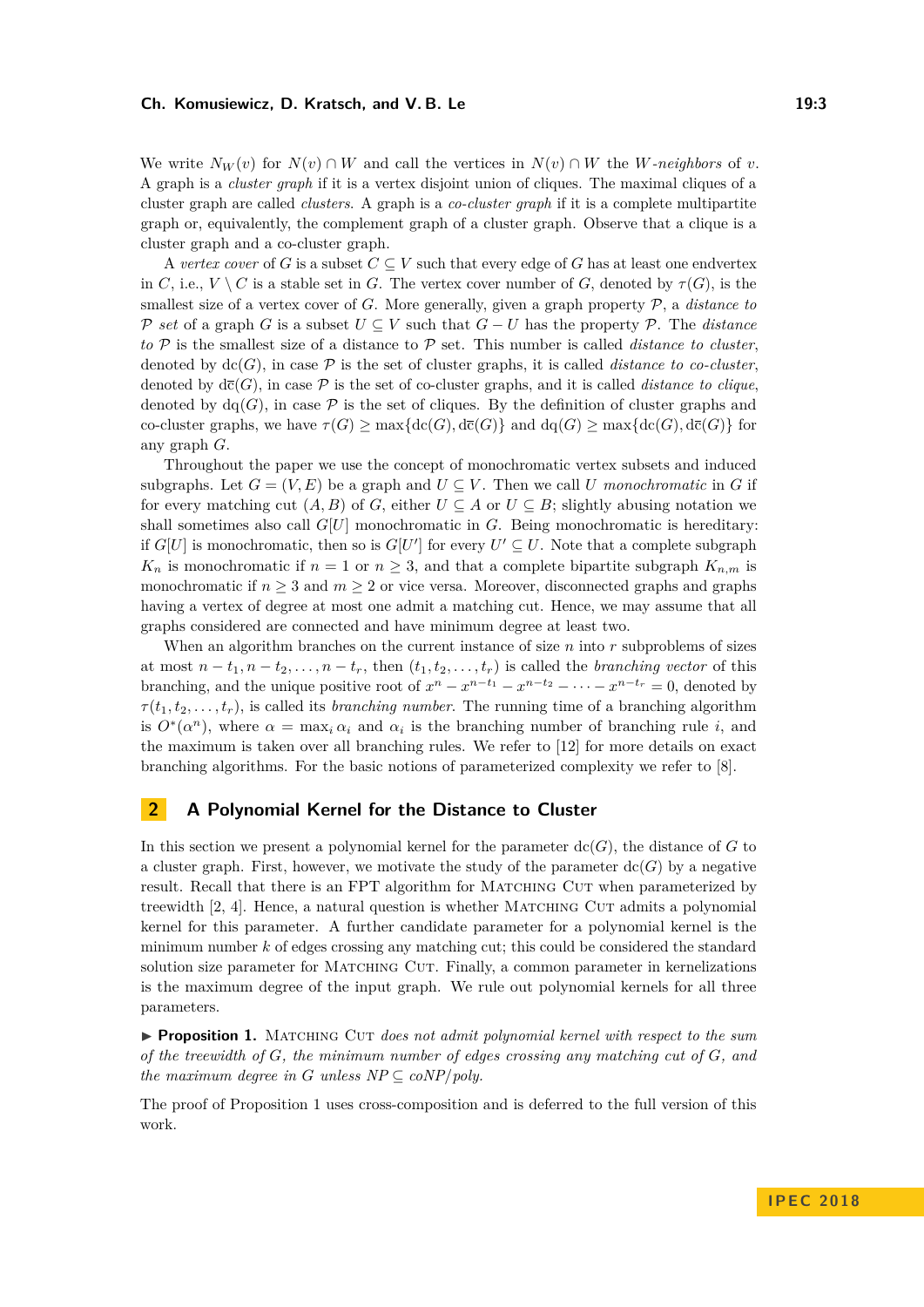We write $N_W(v)$ for $N(v) \cap W$ and call the vertices in $N(v) \cap W$ the *$W$-neighbors* of $v$. A graph is a *cluster graph* if it is a vertex disjoint union of cliques. The maximal cliques of a cluster graph are called *clusters*. A graph is a *co-cluster graph* if it is a complete multipartite graph or, equivalently, the complement graph of a cluster graph. Observe that a clique is a cluster graph and a co-cluster graph.

A *vertex cover* of $G$ is a subset $C \subseteq V$ such that every edge of $G$ has at least one endvertex in $C$, i.e., $V \setminus C$ is a stable set in $G$. The vertex cover number of $G$, denoted by $\tau(G)$, is the smallest size of a vertex cover of $G$. More generally, given a graph property $\mathcal{P}$, a *distance to $\mathcal{P}$ set* of a graph $G$ is a subset $U \subseteq V$ such that $G - U$ has the property $\mathcal{P}$. The *distance to $\mathcal{P}$* is the smallest size of a distance to $\mathcal{P}$ set. This number is called *distance to cluster*, denoted by $\mathrm{dc}(G)$, in case $\mathcal{P}$ is the set of cluster graphs, it is called *distance to co-cluster*, denoted by $\mathrm{d\overline{c}}(G)$, in case $\mathcal{P}$ is the set of co-cluster graphs, and it is called *distance to clique*, denoted by $\mathrm{dq}(G)$, in case $\mathcal{P}$ is the set of cliques. By the definition of cluster graphs and co-cluster graphs, we have $\tau(G) \geq \max\{\mathrm{dc}(G), \mathrm{d\overline{c}}(G)\}$ and $\mathrm{dq}(G) \geq \max\{\mathrm{dc}(G), \mathrm{d\overline{c}}(G)\}$ for any graph $G$.

Throughout the paper we use the concept of monochromatic vertex subsets and induced subgraphs. Let $G = (V, E)$ be a graph and $U \subseteq V$. Then we call $U$ *monochromatic* in $G$ if for every matching cut $(A, B)$ of $G$, either $U \subseteq A$ or $U \subseteq B$; slightly abusing notation we shall sometimes also call $G[U]$ monochromatic in $G$. Being monochromatic is hereditary: if $G[U]$ is monochromatic, then so is $G[U']$ for every $U' \subseteq U$. Note that a complete subgraph $K_n$ is monochromatic if $n = 1$ or $n \geq 3$, and that a complete bipartite subgraph $K_{n,m}$ is monochromatic if $n \geq 3$ and $m \geq 2$ or vice versa. Moreover, disconnected graphs and graphs having a vertex of degree at most one admit a matching cut. Hence, we may assume that all graphs considered are connected and have minimum degree at least two.

When an algorithm branches on the current instance of size $n$ into $r$ subproblems of sizes at most $n - t_1, n - t_2, \ldots, n - t_r$, then $(t_1, t_2, \ldots, t_r)$ is called the *branching vector* of this branching, and the unique positive root of $x^n - x^{n-t_1} - x^{n-t_2} - \cdots - x^{n-t_r} = 0$, denoted by $\tau(t_1, t_2, \ldots, t_r)$, is called its *branching number*. The running time of a branching algorithm is $O^*(\alpha^n)$, where $\alpha = \max_i \alpha_i$ and $\alpha_i$ is the branching number of branching rule $i$, and the maximum is taken over all branching rules. We refer to [12] for more details on exact branching algorithms. For the basic notions of parameterized complexity we refer to [8].

## 2 A Polynomial Kernel for the Distance to Cluster

In this section we present a polynomial kernel for the parameter $\mathrm{dc}(G)$, the distance of $G$ to a cluster graph. First, however, we motivate the study of the parameter $\mathrm{dc}(G)$ by a negative result. Recall that there is an FPT algorithm for Matching Cut when parameterized by treewidth [2, 4]. Hence, a natural question is whether Matching Cut admits a polynomial kernel for this parameter. A further candidate parameter for a polynomial kernel is the minimum number $k$ of edges crossing any matching cut; this could be considered the standard solution size parameter for Matching Cut. Finally, a common parameter in kernelizations is the maximum degree of the input graph. We rule out polynomial kernels for all three parameters.

▶ **Proposition 1.** *Matching Cut does not admit polynomial kernel with respect to the sum of the treewidth of $G$, the minimum number of edges crossing any matching cut of $G$, and the maximum degree in $G$ unless NP $\subseteq$ coNP/poly.*

The proof of Proposition 1 uses cross-composition and is deferred to the full version of this work.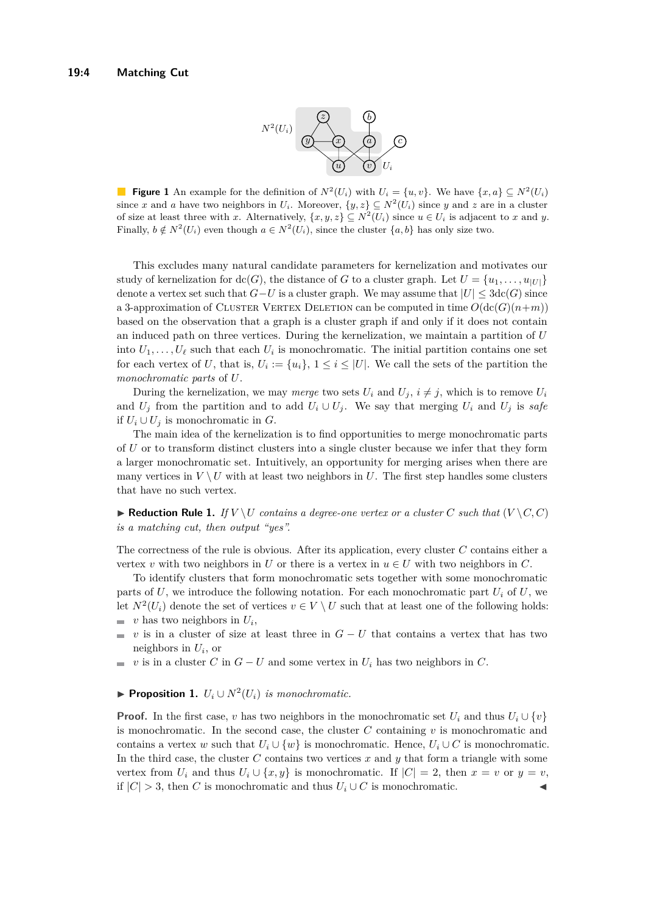**Figure 1** An example for the definition of $N^2(U_i)$ with $U_i = \{u, v\}$. We have $\{x, a\} \subseteq N^2(U_i)$ since $x$ and $a$ have two neighbors in $U_i$. Moreover, $\{y, z\} \subseteq N^2(U_i)$ since $y$ and $z$ are in a cluster of size at least three with $x$. Alternatively, $\{x, y, z\} \subseteq N^2(U_i)$ since $u \in U_i$ is adjacent to $x$ and $y$. Finally, $b \notin N^2(U_i)$ even though $a \in N^2(U_i)$, since the cluster $\{a, b\}$ has only size two.

This excludes many natural candidate parameters for kernelization and motivates our study of kernelization for $\text{dc}(G)$, the distance of $G$ to a cluster graph. Let $U = \{u_1, \ldots, u_{|U|}\}$ denote a vertex set such that $G - U$ is a cluster graph. We may assume that $|U| \leq 3\text{dc}(G)$ since a 3-approximation of Cluster Vertex Deletion can be computed in time $O(\text{dc}(G)(n+m))$ based on the observation that a graph is a cluster graph if and only if it does not contain an induced path on three vertices. During the kernelization, we maintain a partition of $U$ into $U_1, \ldots, U_\ell$ such that each $U_i$ is monochromatic. The initial partition contains one set for each vertex of $U$, that is, $U_i := \{u_i\}$, $1 \leq i \leq |U|$. We call the sets of the partition the *monochromatic parts* of $U$.

During the kernelization, we may *merge* two sets $U_i$ and $U_j$, $i \neq j$, which is to remove $U_i$ and $U_j$ from the partition and to add $U_i \cup U_j$. We say that merging $U_i$ and $U_j$ is *safe* if $U_i \cup U_j$ is monochromatic in $G$.

The main idea of the kernelization is to find opportunities to merge monochromatic parts of $U$ or to transform distinct clusters into a single cluster because we infer that they form a larger monochromatic set. Intuitively, an opportunity for merging arises when there are many vertices in $V \setminus U$ with at least two neighbors in $U$. The first step handles some clusters that have no such vertex.

▶ **Reduction Rule 1.** *If $V \setminus U$ contains a degree-one vertex or a cluster $C$ such that $(V \setminus C, C)$ is a matching cut, then output "yes".*

The correctness of the rule is obvious. After its application, every cluster $C$ contains either a vertex $v$ with two neighbors in $U$ or there is a vertex in $u \in U$ with two neighbors in $C$.

To identify clusters that form monochromatic sets together with some monochromatic parts of $U$, we introduce the following notation. For each monochromatic part $U_i$ of $U$, we let $N^2(U_i)$ denote the set of vertices $v \in V \setminus U$ such that at least one of the following holds:

- $v$ has two neighbors in $U_i$,
- $v$ is in a cluster of size at least three in $G - U$ that contains a vertex that has two neighbors in $U_i$, or
- $v$ is in a cluster $C$ in $G - U$ and some vertex in $U_i$ has two neighbors in $C$.

▶ **Proposition 1.** *$U_i \cup N^2(U_i)$ is monochromatic.*

**Proof.** In the first case, $v$ has two neighbors in the monochromatic set $U_i$ and thus $U_i \cup \{v\}$ is monochromatic. In the second case, the cluster $C$ containing $v$ is monochromatic and contains a vertex $w$ such that $U_i \cup \{w\}$ is monochromatic. Hence, $U_i \cup C$ is monochromatic. In the third case, the cluster $C$ contains two vertices $x$ and $y$ that form a triangle with some vertex from $U_i$ and thus $U_i \cup \{x, y\}$ is monochromatic. If $|C| = 2$, then $x = v$ or $y = v$, if $|C| > 3$, then $C$ is monochromatic and thus $U_i \cup C$ is monochromatic. ◀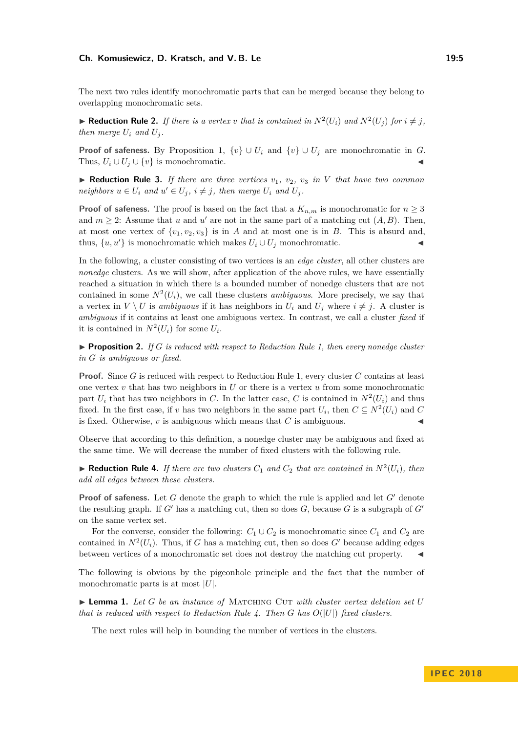The next two rules identify monochromatic parts that can be merged because they belong to overlapping monochromatic sets.

▶ **Reduction Rule 2.** *If there is a vertex $v$ that is contained in $N^2(U_i)$ and $N^2(U_j)$ for $i \neq j$, then merge $U_i$ and $U_j$.*

**Proof of safeness.** By Proposition 1, $\{v\} \cup U_i$ and $\{v\} \cup U_j$ are monochromatic in $G$. Thus, $U_i \cup U_j \cup \{v\}$ is monochromatic. ◀

▶ **Reduction Rule 3.** *If there are three vertices $v_1$, $v_2$, $v_3$ in $V$ that have two common neighbors $u \in U_i$ and $u' \in U_j$, $i \neq j$, then merge $U_i$ and $U_j$.*

**Proof of safeness.** The proof is based on the fact that a $K_{n,m}$ is monochromatic for $n \geq 3$ and $m \geq 2$: Assume that $u$ and $u'$ are not in the same part of a matching cut $(A, B)$. Then, at most one vertex of $\{v_1, v_2, v_3\}$ is in $A$ and at most one is in $B$. This is absurd and, thus, $\{u, u'\}$ is monochromatic which makes $U_i \cup U_j$ monochromatic. ◀

In the following, a cluster consisting of two vertices is an *edge cluster*, all other clusters are *nonedge* clusters. As we will show, after application of the above rules, we have essentially reached a situation in which there is a bounded number of nonedge clusters that are not contained in some $N^2(U_i)$, we call these clusters *ambiguous*. More precisely, we say that a vertex in $V \setminus U$ is *ambiguous* if it has neighbors in $U_i$ and $U_j$ where $i \neq j$. A cluster is *ambiguous* if it contains at least one ambiguous vertex. In contrast, we call a cluster *fixed* if it is contained in $N^2(U_i)$ for some $U_i$.

▶ **Proposition 2.** *If $G$ is reduced with respect to Reduction Rule 1, then every nonedge cluster in $G$ is ambiguous or fixed.*

**Proof.** Since $G$ is reduced with respect to Reduction Rule 1, every cluster $C$ contains at least one vertex $v$ that has two neighbors in $U$ or there is a vertex $u$ from some monochromatic part $U_i$ that has two neighbors in $C$. In the latter case, $C$ is contained in $N^2(U_i)$ and thus fixed. In the first case, if $v$ has two neighbors in the same part $U_i$, then $C \subseteq N^2(U_i)$ and $C$ is fixed. Otherwise, $v$ is ambiguous which means that $C$ is ambiguous. ◀

Observe that according to this definition, a nonedge cluster may be ambiguous and fixed at the same time. We will decrease the number of fixed clusters with the following rule.

▶ **Reduction Rule 4.** *If there are two clusters $C_1$ and $C_2$ that are contained in $N^2(U_i)$, then add all edges between these clusters.*

**Proof of safeness.** Let $G$ denote the graph to which the rule is applied and let $G'$ denote the resulting graph. If $G'$ has a matching cut, then so does $G$, because $G$ is a subgraph of $G'$ on the same vertex set.

For the converse, consider the following: $C_1 \cup C_2$ is monochromatic since $C_1$ and $C_2$ are contained in $N^2(U_i)$. Thus, if $G$ has a matching cut, then so does $G'$ because adding edges between vertices of a monochromatic set does not destroy the matching cut property. ◀

The following is obvious by the pigeonhole principle and the fact that the number of monochromatic parts is at most $|U|$.

▶ **Lemma 1.** *Let $G$ be an instance of* Matching Cut *with cluster vertex deletion set $U$ that is reduced with respect to Reduction Rule 4. Then $G$ has $O(|U|)$ fixed clusters.*

The next rules will help in bounding the number of vertices in the clusters.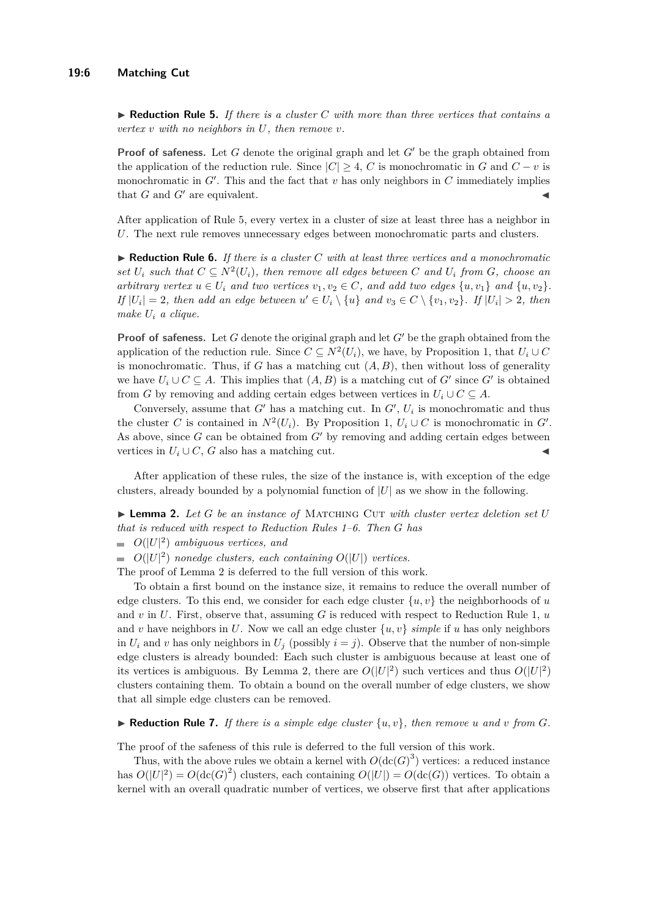▶ **Reduction Rule 5.** *If there is a cluster $C$ with more than three vertices that contains a vertex $v$ with no neighbors in $U$, then remove $v$.*

**Proof of safeness.** Let $G$ denote the original graph and let $G'$ be the graph obtained from the application of the reduction rule. Since $|C| \geq 4$, $C$ is monochromatic in $G$ and $C - v$ is monochromatic in $G'$. This and the fact that $v$ has only neighbors in $C$ immediately implies that $G$ and $G'$ are equivalent. ◀

After application of Rule 5, every vertex in a cluster of size at least three has a neighbor in $U$. The next rule removes unnecessary edges between monochromatic parts and clusters.

▶ **Reduction Rule 6.** *If there is a cluster $C$ with at least three vertices and a monochromatic set $U_i$ such that $C \subseteq N^2(U_i)$, then remove all edges between $C$ and $U_i$ from $G$, choose an arbitrary vertex $u \in U_i$ and two vertices $v_1, v_2 \in C$, and add two edges $\{u, v_1\}$ and $\{u, v_2\}$. If $|U_i| = 2$, then add an edge between $u' \in U_i \setminus \{u\}$ and $v_3 \in C \setminus \{v_1, v_2\}$. If $|U_i| > 2$, then make $U_i$ a clique.*

**Proof of safeness.** Let $G$ denote the original graph and let $G'$ be the graph obtained from the application of the reduction rule. Since $C \subseteq N^2(U_i)$, we have, by Proposition 1, that $U_i \cup C$ is monochromatic. Thus, if $G$ has a matching cut $(A, B)$, then without loss of generality we have $U_i \cup C \subseteq A$. This implies that $(A, B)$ is a matching cut of $G'$ since $G'$ is obtained from $G$ by removing and adding certain edges between vertices in $U_i \cup C \subseteq A$.

Conversely, assume that $G'$ has a matching cut. In $G'$, $U_i$ is monochromatic and thus the cluster $C$ is contained in $N^2(U_i)$. By Proposition 1, $U_i \cup C$ is monochromatic in $G'$. As above, since $G$ can be obtained from $G'$ by removing and adding certain edges between vertices in $U_i \cup C$, $G$ also has a matching cut. ◀

After application of these rules, the size of the instance is, with exception of the edge clusters, already bounded by a polynomial function of $|U|$ as we show in the following.

▶ **Lemma 2.** *Let $G$ be an instance of* Matching Cut *with cluster vertex deletion set $U$ that is reduced with respect to Reduction Rules 1–6. Then $G$ has*

- *$O(|U|^2)$ ambiguous vertices, and*
- *$O(|U|^2)$ nonedge clusters, each containing $O(|U|)$ vertices.*

The proof of Lemma 2 is deferred to the full version of this work.

To obtain a first bound on the instance size, it remains to reduce the overall number of edge clusters. To this end, we consider for each edge cluster $\{u, v\}$ the neighborhoods of $u$ and $v$ in $U$. First, observe that, assuming $G$ is reduced with respect to Reduction Rule 1, $u$ and $v$ have neighbors in $U$. Now we call an edge cluster $\{u, v\}$ *simple* if $u$ has only neighbors in $U_i$ and $v$ has only neighbors in $U_j$ (possibly $i = j$). Observe that the number of non-simple edge clusters is already bounded: Each such cluster is ambiguous because at least one of its vertices is ambiguous. By Lemma 2, there are $O(|U|^2)$ such vertices and thus $O(|U|^2)$ clusters containing them. To obtain a bound on the overall number of edge clusters, we show that all simple edge clusters can be removed.

▶ **Reduction Rule 7.** *If there is a simple edge cluster $\{u, v\}$, then remove $u$ and $v$ from $G$.*

The proof of the safeness of this rule is deferred to the full version of this work.

Thus, with the above rules we obtain a kernel with $O(\text{dc}(G)^3)$ vertices: a reduced instance has $O(|U|^2) = O(\text{dc}(G)^2)$ clusters, each containing $O(|U|) = O(\text{dc}(G))$ vertices. To obtain a kernel with an overall quadratic number of vertices, we observe first that after applications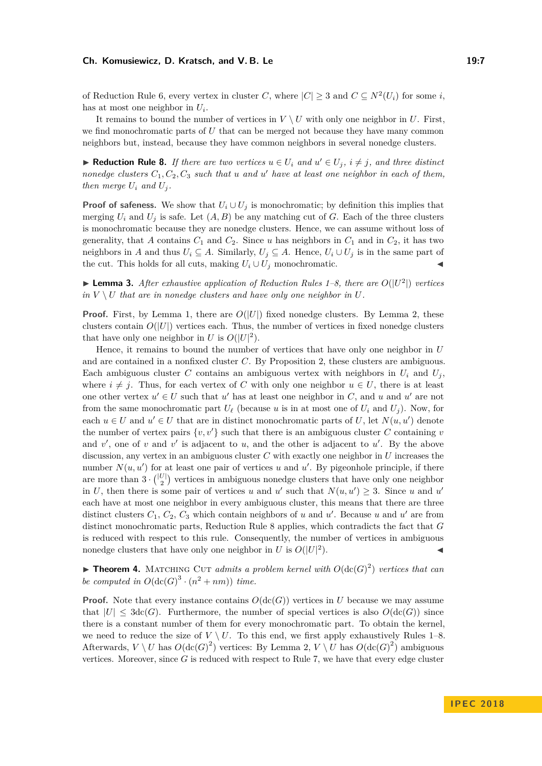of Reduction Rule 6, every vertex in cluster $C$, where $|C| \geq 3$ and $C \subseteq N^2(U_i)$ for some $i$, has at most one neighbor in $U_i$.

It remains to bound the number of vertices in $V \setminus U$ with only one neighbor in $U$. First, we find monochromatic parts of $U$ that can be merged not because they have many common neighbors but, instead, because they have common neighbors in several nonedge clusters.

▶ **Reduction Rule 8.** *If there are two vertices $u \in U_i$ and $u' \in U_j$, $i \neq j$, and three distinct nonedge clusters $C_1, C_2, C_3$ such that $u$ and $u'$ have at least one neighbor in each of them, then merge $U_i$ and $U_j$.*

**Proof of safeness.** We show that $U_i \cup U_j$ is monochromatic; by definition this implies that merging $U_i$ and $U_j$ is safe. Let $(A, B)$ be any matching cut of $G$. Each of the three clusters is monochromatic because they are nonedge clusters. Hence, we can assume without loss of generality, that $A$ contains $C_1$ and $C_2$. Since $u$ has neighbors in $C_1$ and in $C_2$, it has two neighbors in $A$ and thus $U_i \subseteq A$. Similarly, $U_j \subseteq A$. Hence, $U_i \cup U_j$ is in the same part of the cut. This holds for all cuts, making $U_i \cup U_j$ monochromatic. ◀

▶ **Lemma 3.** *After exhaustive application of Reduction Rules 1–8, there are $O(|U^2|)$ vertices in $V \setminus U$ that are in nonedge clusters and have only one neighbor in $U$.*

**Proof.** First, by Lemma 1, there are $O(|U|)$ fixed nonedge clusters. By Lemma 2, these clusters contain $O(|U|)$ vertices each. Thus, the number of vertices in fixed nonedge clusters that have only one neighbor in $U$ is $O(|U|^2)$.

Hence, it remains to bound the number of vertices that have only one neighbor in $U$ and are contained in a nonfixed cluster $C$. By Proposition 2, these clusters are ambiguous. Each ambiguous cluster $C$ contains an ambiguous vertex with neighbors in $U_i$ and $U_j$, where $i \neq j$. Thus, for each vertex of $C$ with only one neighbor $u \in U$, there is at least one other vertex $u' \in U$ such that $u'$ has at least one neighbor in $C$, and $u$ and $u'$ are not from the same monochromatic part $U_\ell$ (because $u$ is in at most one of $U_i$ and $U_j$). Now, for each $u \in U$ and $u' \in U$ that are in distinct monochromatic parts of $U$, let $N(u, u')$ denote the number of vertex pairs $\{v, v'\}$ such that there is an ambiguous cluster $C$ containing $v$ and $v'$, one of $v$ and $v'$ is adjacent to $u$, and the other is adjacent to $u'$. By the above discussion, any vertex in an ambiguous cluster $C$ with exactly one neighbor in $U$ increases the number $N(u, u')$ for at least one pair of vertices $u$ and $u'$. By pigeonhole principle, if there are more than $3 \cdot \binom{|U|}{2}$ vertices in ambiguous nonedge clusters that have only one neighbor in $U$, then there is some pair of vertices $u$ and $u'$ such that $N(u, u') \geq 3$. Since $u$ and $u'$ each have at most one neighbor in every ambiguous cluster, this means that there are three distinct clusters $C_1$, $C_2$, $C_3$ which contain neighbors of $u$ and $u'$. Because $u$ and $u'$ are from distinct monochromatic parts, Reduction Rule 8 applies, which contradicts the fact that $G$ is reduced with respect to this rule. Consequently, the number of vertices in ambiguous nonedge clusters that have only one neighbor in $U$ is $O(|U|^2)$. ◀

▶ **Theorem 4.** *Matching Cut admits a problem kernel with $O(\mathrm{dc}(G)^2)$ vertices that can be computed in $O(\mathrm{dc}(G)^3 \cdot (n^2 + nm))$ time.*

**Proof.** Note that every instance contains $O(\mathrm{dc}(G))$ vertices in $U$ because we may assume that $|U| \leq 3\mathrm{dc}(G)$. Furthermore, the number of special vertices is also $O(\mathrm{dc}(G))$ since there is a constant number of them for every monochromatic part. To obtain the kernel, we need to reduce the size of $V \setminus U$. To this end, we first apply exhaustively Rules 1–8. Afterwards, $V \setminus U$ has $O(\mathrm{dc}(G)^2)$ vertices: By Lemma 2, $V \setminus U$ has $O(\mathrm{dc}(G)^2)$ ambiguous vertices. Moreover, since $G$ is reduced with respect to Rule 7, we have that every edge cluster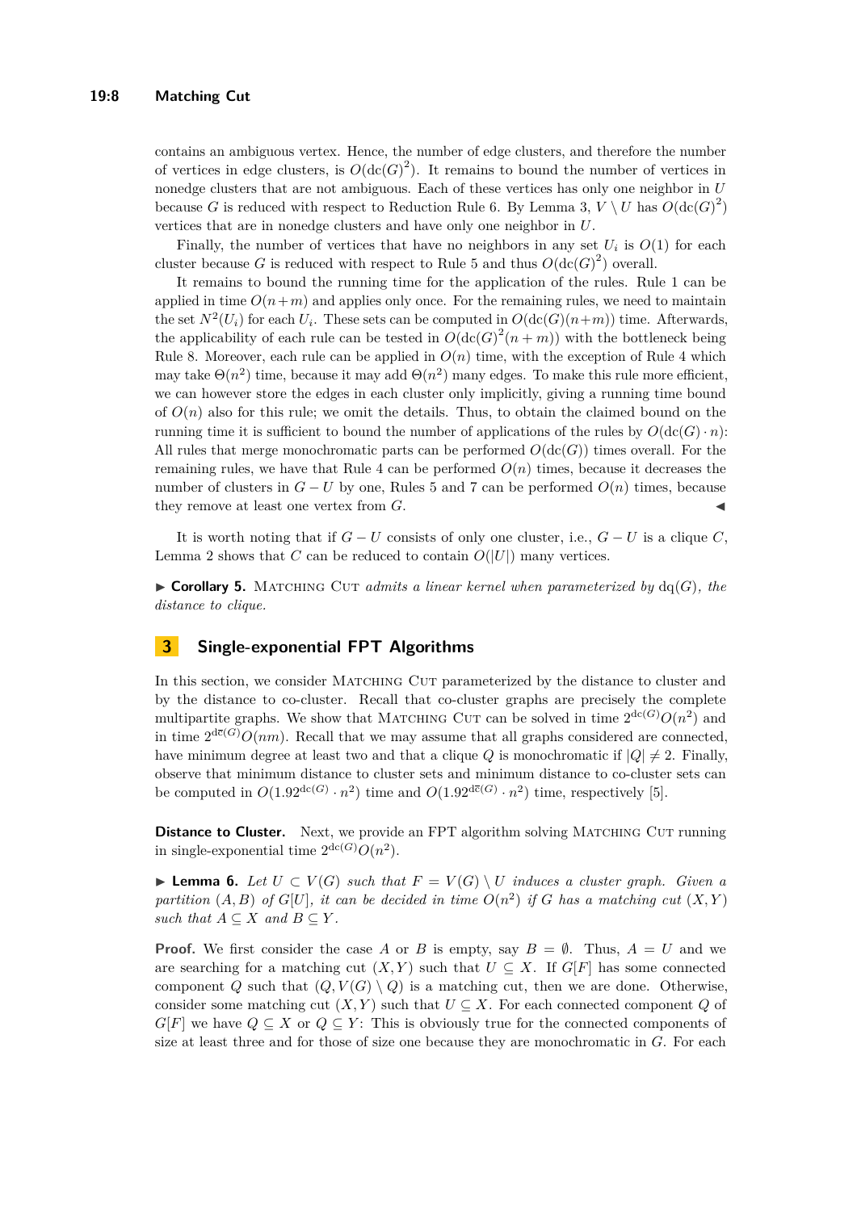contains an ambiguous vertex. Hence, the number of edge clusters, and therefore the number of vertices in edge clusters, is $O(\mathrm{dc}(G)^2)$. It remains to bound the number of vertices in nonedge clusters that are not ambiguous. Each of these vertices has only one neighbor in $U$ because $G$ is reduced with respect to Reduction Rule 6. By Lemma 3, $V \setminus U$ has $O(\mathrm{dc}(G)^2)$ vertices that are in nonedge clusters and have only one neighbor in $U$.

Finally, the number of vertices that have no neighbors in any set $U_i$ is $O(1)$ for each cluster because $G$ is reduced with respect to Rule 5 and thus $O(\mathrm{dc}(G)^2)$ overall.

It remains to bound the running time for the application of the rules. Rule 1 can be applied in time $O(n+m)$ and applies only once. For the remaining rules, we need to maintain the set $N^2(U_i)$ for each $U_i$. These sets can be computed in $O(\mathrm{dc}(G)(n+m))$ time. Afterwards, the applicability of each rule can be tested in $O(\mathrm{dc}(G)^2(n+m))$ with the bottleneck being Rule 8. Moreover, each rule can be applied in $O(n)$ time, with the exception of Rule 4 which may take $\Theta(n^2)$ time, because it may add $\Theta(n^2)$ many edges. To make this rule more efficient, we can however store the edges in each cluster only implicitly, giving a running time bound of $O(n)$ also for this rule; we omit the details. Thus, to obtain the claimed bound on the running time it is sufficient to bound the number of applications of the rules by $O(\mathrm{dc}(G) \cdot n)$: All rules that merge monochromatic parts can be performed $O(\mathrm{dc}(G))$ times overall. For the remaining rules, we have that Rule 4 can be performed $O(n)$ times, because it decreases the number of clusters in $G - U$ by one, Rules 5 and 7 can be performed $O(n)$ times, because they remove at least one vertex from $G$. ◀

It is worth noting that if $G - U$ consists of only one cluster, i.e., $G - U$ is a clique $C$, Lemma 2 shows that $C$ can be reduced to contain $O(|U|)$ many vertices.

▶ **Corollary 5.** Matching Cut *admits a linear kernel when parameterized by* $\mathrm{dq}(G)$*, the distance to clique.*

## 3 Single-exponential FPT Algorithms

In this section, we consider Matching Cut parameterized by the distance to cluster and by the distance to co-cluster. Recall that co-cluster graphs are precisely the complete multipartite graphs. We show that Matching Cut can be solved in time $2^{\mathrm{dc}(G)}O(n^2)$ and in time $2^{\mathrm{d}\overline{\mathrm{c}}(G)}O(nm)$. Recall that we may assume that all graphs considered are connected, have minimum degree at least two and that a clique $Q$ is monochromatic if $|Q| \neq 2$. Finally, observe that minimum distance to cluster sets and minimum distance to co-cluster sets can be computed in $O(1.92^{\mathrm{dc}(G)} \cdot n^2)$ time and $O(1.92^{\mathrm{d}\overline{\mathrm{c}}(G)} \cdot n^2)$ time, respectively [5].

**Distance to Cluster.** Next, we provide an FPT algorithm solving Matching Cut running in single-exponential time $2^{\mathrm{dc}(G)}O(n^2)$.

▶ **Lemma 6.** *Let $U \subset V(G)$ such that $F = V(G) \setminus U$ induces a cluster graph. Given a partition $(A, B)$ of $G[U]$, it can be decided in time $O(n^2)$ if $G$ has a matching cut $(X, Y)$ such that $A \subseteq X$ and $B \subseteq Y$.*

**Proof.** We first consider the case $A$ or $B$ is empty, say $B = \emptyset$. Thus, $A = U$ and we are searching for a matching cut $(X, Y)$ such that $U \subseteq X$. If $G[F]$ has some connected component $Q$ such that $(Q, V(G) \setminus Q)$ is a matching cut, then we are done. Otherwise, consider some matching cut $(X, Y)$ such that $U \subseteq X$. For each connected component $Q$ of $G[F]$ we have $Q \subseteq X$ or $Q \subseteq Y$: This is obviously true for the connected components of size at least three and for those of size one because they are monochromatic in $G$. For each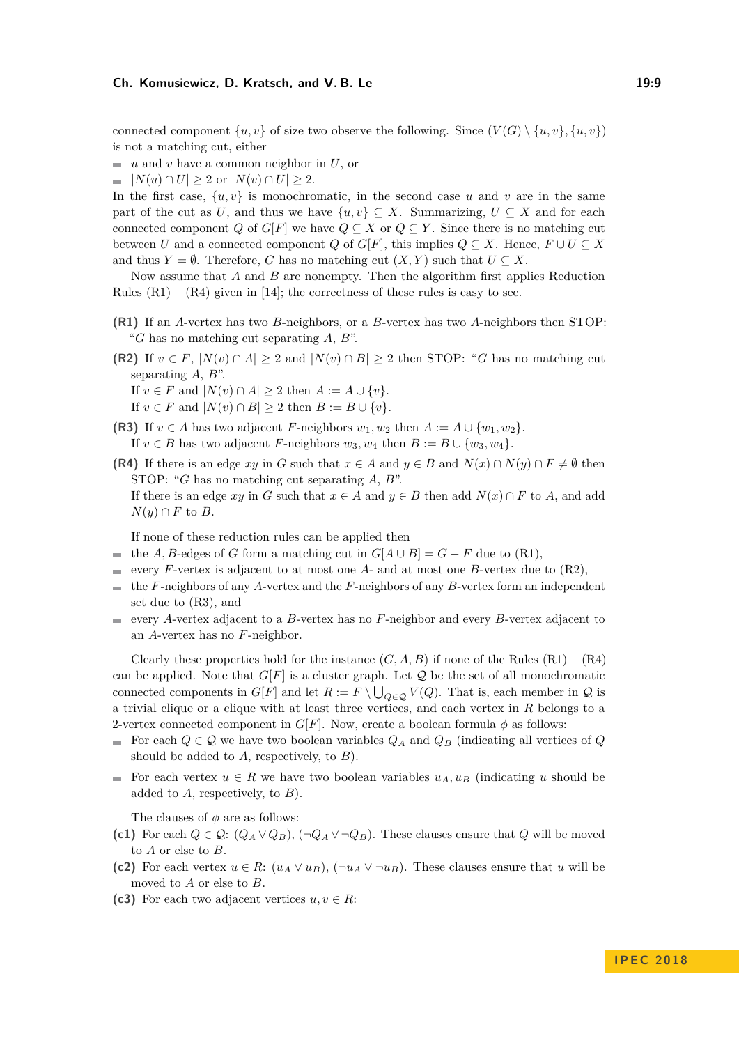connected component $\{u, v\}$ of size two observe the following. Since $(V(G) \setminus \{u, v\}, \{u, v\})$ is not a matching cut, either

- $u$ and $v$ have a common neighbor in $U$, or
- $|N(u) \cap U| \geq 2$ or $|N(v) \cap U| \geq 2$.

In the first case, $\{u, v\}$ is monochromatic, in the second case $u$ and $v$ are in the same part of the cut as $U$, and thus we have $\{u, v\} \subseteq X$. Summarizing, $U \subseteq X$ and for each connected component $Q$ of $G[F]$ we have $Q \subseteq X$ or $Q \subseteq Y$. Since there is no matching cut between $U$ and a connected component $Q$ of $G[F]$, this implies $Q \subseteq X$. Hence, $F \cup U \subseteq X$ and thus $Y = \emptyset$. Therefore, $G$ has no matching cut $(X, Y)$ such that $U \subseteq X$.

Now assume that $A$ and $B$ are nonempty. Then the algorithm first applies Reduction Rules (R1) – (R4) given in [14]; the correctness of these rules is easy to see.

**(R1)** If an $A$-vertex has two $B$-neighbors, or a $B$-vertex has two $A$-neighbors then STOP: "$G$ has no matching cut separating $A$, $B$".

**(R2)** If $v \in F$, $|N(v) \cap A| \geq 2$ and $|N(v) \cap B| \geq 2$ then STOP: "$G$ has no matching cut separating $A$, $B$".
If $v \in F$ and $|N(v) \cap A| \geq 2$ then $A := A \cup \{v\}$.
If $v \in F$ and $|N(v) \cap B| \geq 2$ then $B := B \cup \{v\}$.

**(R3)** If $v \in A$ has two adjacent $F$-neighbors $w_1, w_2$ then $A := A \cup \{w_1, w_2\}$.
If $v \in B$ has two adjacent $F$-neighbors $w_3, w_4$ then $B := B \cup \{w_3, w_4\}$.

**(R4)** If there is an edge $xy$ in $G$ such that $x \in A$ and $y \in B$ and $N(x) \cap N(y) \cap F \neq \emptyset$ then STOP: "$G$ has no matching cut separating $A$, $B$".
If there is an edge $xy$ in $G$ such that $x \in A$ and $y \in B$ then add $N(x) \cap F$ to $A$, and add $N(y) \cap F$ to $B$.

If none of these reduction rules can be applied then

- the $A, B$-edges of $G$ form a matching cut in $G[A \cup B] = G - F$ due to (R1),
- every $F$-vertex is adjacent to at most one $A$- and at most one $B$-vertex due to (R2),
- the $F$-neighbors of any $A$-vertex and the $F$-neighbors of any $B$-vertex form an independent set due to (R3), and
- every $A$-vertex adjacent to a $B$-vertex has no $F$-neighbor and every $B$-vertex adjacent to an $A$-vertex has no $F$-neighbor.

Clearly these properties hold for the instance $(G, A, B)$ if none of the Rules (R1) – (R4) can be applied. Note that $G[F]$ is a cluster graph. Let $\mathcal{Q}$ be the set of all monochromatic connected components in $G[F]$ and let $R := F \setminus \bigcup_{Q \in \mathcal{Q}} V(Q)$. That is, each member in $\mathcal{Q}$ is a trivial clique or a clique with at least three vertices, and each vertex in $R$ belongs to a 2-vertex connected component in $G[F]$. Now, create a boolean formula $\phi$ as follows:

- For each $Q \in \mathcal{Q}$ we have two boolean variables $Q_A$ and $Q_B$ (indicating all vertices of $Q$ should be added to $A$, respectively, to $B$).
- For each vertex $u \in R$ we have two boolean variables $u_A, u_B$ (indicating $u$ should be added to $A$, respectively, to $B$).

The clauses of $\phi$ are as follows:

**(c1)** For each $Q \in \mathcal{Q}$: $(Q_A \vee Q_B)$, $(\neg Q_A \vee \neg Q_B)$. These clauses ensure that $Q$ will be moved to $A$ or else to $B$.

**(c2)** For each vertex $u \in R$: $(u_A \vee u_B)$, $(\neg u_A \vee \neg u_B)$. These clauses ensure that $u$ will be moved to $A$ or else to $B$.

**(c3)** For each two adjacent vertices $u, v \in R$: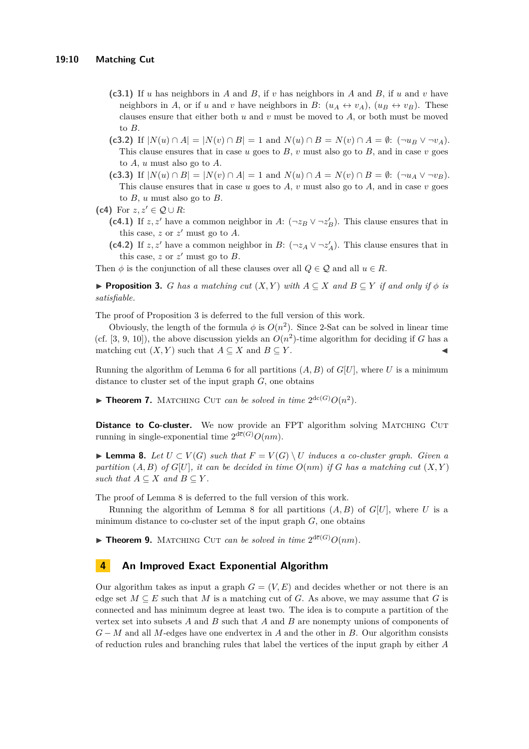- **(c3.1)** If $u$ has neighbors in $A$ and $B$, if $v$ has neighbors in $A$ and $B$, if $u$ and $v$ have neighbors in $A$, or if $u$ and $v$ have neighbors in $B$: $(u_A \leftrightarrow v_A)$, $(u_B \leftrightarrow v_B)$. These clauses ensure that either both $u$ and $v$ must be moved to $A$, or both must be moved to $B$.
- **(c3.2)** If $|N(u) \cap A| = |N(v) \cap B| = 1$ and $N(u) \cap B = N(v) \cap A = \emptyset$: $(\neg u_B \vee \neg v_A)$. This clause ensures that in case $u$ goes to $B$, $v$ must also go to $B$, and in case $v$ goes to $A$, $u$ must also go to $A$.
- **(c3.3)** If $|N(u) \cap B| = |N(v) \cap A| = 1$ and $N(u) \cap A = N(v) \cap B = \emptyset$: $(\neg u_A \vee \neg v_B)$. This clause ensures that in case $u$ goes to $A$, $v$ must also go to $A$, and in case $v$ goes to $B$, $u$ must also go to $B$.

**(c4)** For $z, z' \in \mathcal{Q} \cup R$:

- **(c4.1)** If $z, z'$ have a common neighbor in $A$: $(\neg z_B \vee \neg z'_B)$. This clause ensures that in this case, $z$ or $z'$ must go to $A$.
- **(c4.2)** If $z, z'$ have a common neighbor in $B$: $(\neg z_A \vee \neg z'_A)$. This clause ensures that in this case, $z$ or $z'$ must go to $B$.

Then $\phi$ is the conjunction of all these clauses over all $Q \in \mathcal{Q}$ and all $u \in R$.

▶ **Proposition 3.** *$G$ has a matching cut $(X, Y)$ with $A \subseteq X$ and $B \subseteq Y$ if and only if $\phi$ is satisfiable.*

The proof of Proposition 3 is deferred to the full version of this work.

Obviously, the length of the formula $\phi$ is $O(n^2)$. Since 2-Sat can be solved in linear time (cf. [3, 9, 10]), the above discussion yields an $O(n^2)$-time algorithm for deciding if $G$ has a matching cut $(X, Y)$ such that $A \subseteq X$ and $B \subseteq Y$. ◀

Running the algorithm of Lemma 6 for all partitions $(A, B)$ of $G[U]$, where $U$ is a minimum distance to cluster set of the input graph $G$, one obtains

▶ **Theorem 7.** Matching Cut *can be solved in time* $2^{\text{dc}(G)}O(n^2)$.

**Distance to Co-cluster.** We now provide an FPT algorithm solving Matching Cut running in single-exponential time $2^{\text{d}\overline{\text{c}}(G)}O(nm)$.

▶ **Lemma 8.** *Let $U \subset V(G)$ such that $F = V(G) \setminus U$ induces a co-cluster graph. Given a partition $(A, B)$ of $G[U]$, it can be decided in time $O(nm)$ if $G$ has a matching cut $(X, Y)$ such that $A \subseteq X$ and $B \subseteq Y$.*

The proof of Lemma 8 is deferred to the full version of this work.

Running the algorithm of Lemma 8 for all partitions $(A, B)$ of $G[U]$, where $U$ is a minimum distance to co-cluster set of the input graph $G$, one obtains

▶ **Theorem 9.** Matching Cut *can be solved in time* $2^{\text{d}\overline{\text{c}}(G)}O(nm)$.

## 4 An Improved Exact Exponential Algorithm

Our algorithm takes as input a graph $G = (V, E)$ and decides whether or not there is an edge set $M \subseteq E$ such that $M$ is a matching cut of $G$. As above, we may assume that $G$ is connected and has minimum degree at least two. The idea is to compute a partition of the vertex set into subsets $A$ and $B$ such that $A$ and $B$ are nonempty unions of components of $G - M$ and all $M$-edges have one endvertex in $A$ and the other in $B$. Our algorithm consists of reduction rules and branching rules that label the vertices of the input graph by either $A$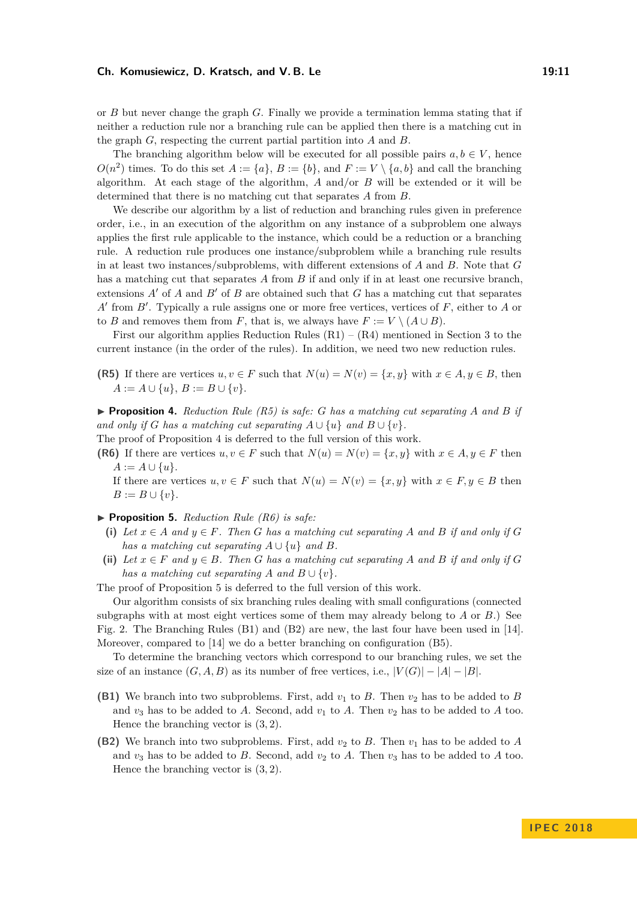or $B$ but never change the graph $G$. Finally we provide a termination lemma stating that if neither a reduction rule nor a branching rule can be applied then there is a matching cut in the graph $G$, respecting the current partial partition into $A$ and $B$.

The branching algorithm below will be executed for all possible pairs $a, b \in V$, hence $O(n^2)$ times. To do this set $A := \{a\}$, $B := \{b\}$, and $F := V \setminus \{a, b\}$ and call the branching algorithm. At each stage of the algorithm, $A$ and/or $B$ will be extended or it will be determined that there is no matching cut that separates $A$ from $B$.

We describe our algorithm by a list of reduction and branching rules given in preference order, i.e., in an execution of the algorithm on any instance of a subproblem one always applies the first rule applicable to the instance, which could be a reduction or a branching rule. A reduction rule produces one instance/subproblem while a branching rule results in at least two instances/subproblems, with different extensions of $A$ and $B$. Note that $G$ has a matching cut that separates $A$ from $B$ if and only if in at least one recursive branch, extensions $A'$ of $A$ and $B'$ of $B$ are obtained such that $G$ has a matching cut that separates $A'$ from $B'$. Typically a rule assigns one or more free vertices, vertices of $F$, either to $A$ or to $B$ and removes them from $F$, that is, we always have $F := V \setminus (A \cup B)$.

First our algorithm applies Reduction Rules (R1) – (R4) mentioned in Section 3 to the current instance (in the order of the rules). In addition, we need two new reduction rules.

**(R5)** If there are vertices $u, v \in F$ such that $N(u) = N(v) = \{x, y\}$ with $x \in A, y \in B$, then $A := A \cup \{u\}$, $B := B \cup \{v\}$.

▶ **Proposition 4.** *Reduction Rule (R5) is safe: $G$ has a matching cut separating $A$ and $B$ if and only if $G$ has a matching cut separating $A \cup \{u\}$ and $B \cup \{v\}$.*

The proof of Proposition 4 is deferred to the full version of this work.

**(R6)** If there are vertices $u, v \in F$ such that $N(u) = N(v) = \{x, y\}$ with $x \in A, y \in F$ then $A := A \cup \{u\}$.
If there are vertices $u, v \in F$ such that $N(u) = N(v) = \{x, y\}$ with $x \in F, y \in B$ then $B := B \cup \{v\}$.

▶ **Proposition 5.** *Reduction Rule (R6) is safe:*
**(i)** *Let $x \in A$ and $y \in F$. Then $G$ has a matching cut separating $A$ and $B$ if and only if $G$ has a matching cut separating $A \cup \{u\}$ and $B$.*
**(ii)** *Let $x \in F$ and $y \in B$. Then $G$ has a matching cut separating $A$ and $B$ if and only if $G$ has a matching cut separating $A$ and $B \cup \{v\}$.*

The proof of Proposition 5 is deferred to the full version of this work.

Our algorithm consists of six branching rules dealing with small configurations (connected subgraphs with at most eight vertices some of them may already belong to $A$ or $B$.) See Fig. 2. The Branching Rules (B1) and (B2) are new, the last four have been used in [14]. Moreover, compared to [14] we do a better branching on configuration (B5).

To determine the branching vectors which correspond to our branching rules, we set the size of an instance $(G, A, B)$ as its number of free vertices, i.e., $|V(G)| - |A| - |B|$.

**(B1)** We branch into two subproblems. First, add $v_1$ to $B$. Then $v_2$ has to be added to $B$ and $v_3$ has to be added to $A$. Second, add $v_1$ to $A$. Then $v_2$ has to be added to $A$ too. Hence the branching vector is $(3, 2)$.

**(B2)** We branch into two subproblems. First, add $v_2$ to $B$. Then $v_1$ has to be added to $A$ and $v_3$ has to be added to $B$. Second, add $v_2$ to $A$. Then $v_3$ has to be added to $A$ too. Hence the branching vector is $(3, 2)$.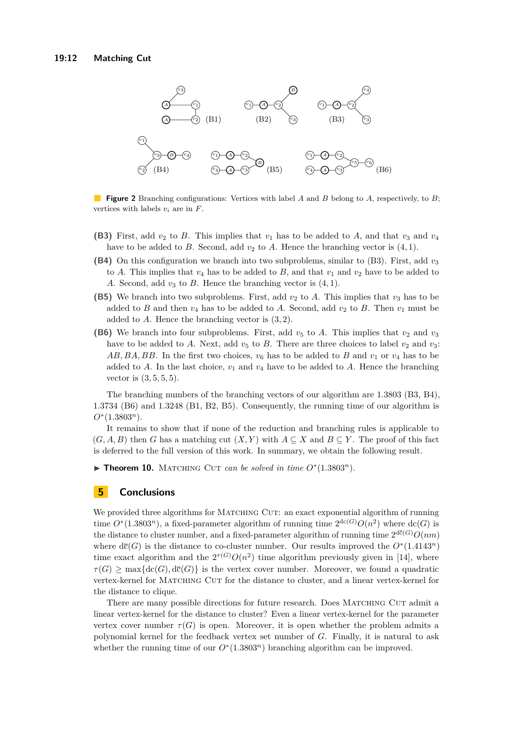**Figure 2** Branching configurations: Vertices with label $A$ and $B$ belong to $A$, respectively, to $B$; vertices with labels $v_i$ are in $F$.

- **(B3)** First, add $v_2$ to $B$. This implies that $v_1$ has to be added to $A$, and that $v_3$ and $v_4$ have to be added to $B$. Second, add $v_2$ to $A$. Hence the branching vector is $(4, 1)$.
- **(B4)** On this configuration we branch into two subproblems, similar to (B3). First, add $v_3$ to $A$. This implies that $v_4$ has to be added to $B$, and that $v_1$ and $v_2$ have to be added to $A$. Second, add $v_3$ to $B$. Hence the branching vector is $(4, 1)$.
- **(B5)** We branch into two subproblems. First, add $v_2$ to $A$. This implies that $v_3$ has to be added to $B$ and then $v_4$ has to be added to $A$. Second, add $v_2$ to $B$. Then $v_1$ must be added to $A$. Hence the branching vector is $(3, 2)$.
- **(B6)** We branch into four subproblems. First, add $v_5$ to $A$. This implies that $v_2$ and $v_3$ have to be added to $A$. Next, add $v_5$ to $B$. There are three choices to label $v_2$ and $v_3$: $AB, BA, BB$. In the first two choices, $v_6$ has to be added to $B$ and $v_1$ or $v_4$ has to be added to $A$. In the last choice, $v_1$ and $v_4$ have to be added to $A$. Hence the branching vector is $(3, 5, 5, 5)$.

The branching numbers of the branching vectors of our algorithm are 1.3803 (B3, B4), 1.3734 (B6) and 1.3248 (B1, B2, B5). Consequently, the running time of our algorithm is $O^*(1.3803^n)$.

It remains to show that if none of the reduction and branching rules is applicable to $(G, A, B)$ then $G$ has a matching cut $(X, Y)$ with $A \subseteq X$ and $B \subseteq Y$. The proof of this fact is deferred to the full version of this work. In summary, we obtain the following result.

▶ **Theorem 10.** Matching Cut *can be solved in time* $O^*(1.3803^n)$.

## 5 Conclusions

We provided three algorithms for Matching Cut: an exact exponential algorithm of running time $O^*(1.3803^n)$, a fixed-parameter algorithm of running time $2^{\text{dc}(G)}O(n^2)$ where $\text{dc}(G)$ is the distance to cluster number, and a fixed-parameter algorithm of running time $2^{\text{d}\overline{\text{c}}(G)}O(nm)$ where $\text{d}\overline{\text{c}}(G)$ is the distance to co-cluster number. Our results improved the $O^*(1.4143^n)$ time exact algorithm and the $2^{\tau(G)}O(n^2)$ time algorithm previously given in [14], where $\tau(G) \geq \max\{\text{dc}(G), \text{d}\overline{\text{c}}(G)\}$ is the vertex cover number. Moreover, we found a quadratic vertex-kernel for Matching Cut for the distance to cluster, and a linear vertex-kernel for the distance to clique.

There are many possible directions for future research. Does Matching Cut admit a linear vertex-kernel for the distance to cluster? Even a linear vertex-kernel for the parameter vertex cover number $\tau(G)$ is open. Moreover, it is open whether the problem admits a polynomial kernel for the feedback vertex set number of $G$. Finally, it is natural to ask whether the running time of our $O^*(1.3803^n)$ branching algorithm can be improved.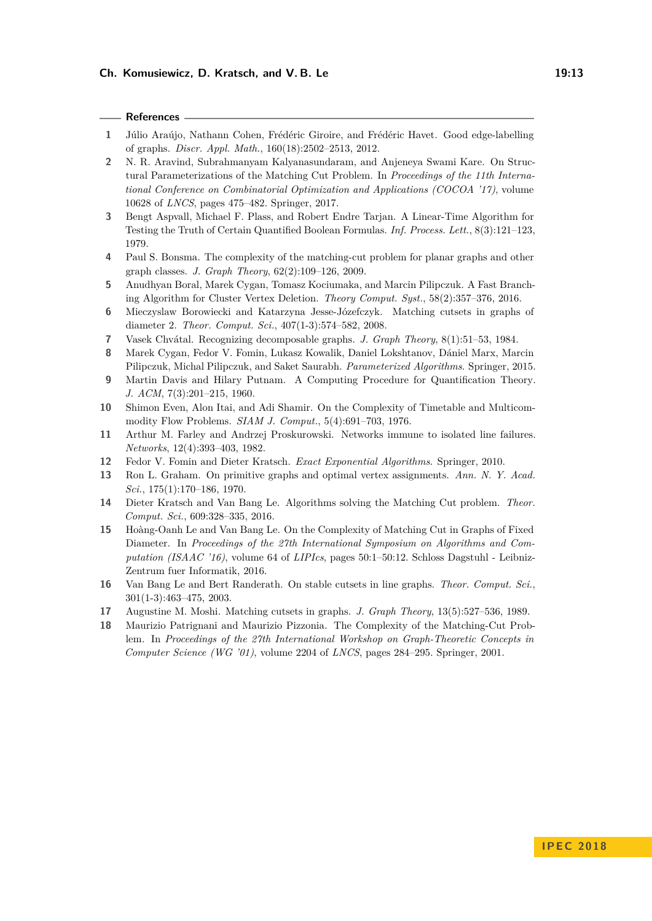## References

1. Júlio Araújo, Nathann Cohen, Frédéric Giroire, and Frédéric Havet. Good edge-labelling of graphs. *Discr. Appl. Math.*, 160(18):2502–2513, 2012.
2. N. R. Aravind, Subrahmanyam Kalyanasundaram, and Anjeneya Swami Kare. On Structural Parameterizations of the Matching Cut Problem. In *Proceedings of the 11th International Conference on Combinatorial Optimization and Applications (COCOA '17)*, volume 10628 of *LNCS*, pages 475–482. Springer, 2017.
3. Bengt Aspvall, Michael F. Plass, and Robert Endre Tarjan. A Linear-Time Algorithm for Testing the Truth of Certain Quantified Boolean Formulas. *Inf. Process. Lett.*, 8(3):121–123, 1979.
4. Paul S. Bonsma. The complexity of the matching-cut problem for planar graphs and other graph classes. *J. Graph Theory*, 62(2):109–126, 2009.
5. Anudhyan Boral, Marek Cygan, Tomasz Kociumaka, and Marcin Pilipczuk. A Fast Branching Algorithm for Cluster Vertex Deletion. *Theory Comput. Syst.*, 58(2):357–376, 2016.
6. Mieczyslaw Borowiecki and Katarzyna Jesse-Józefczyk. Matching cutsets in graphs of diameter 2. *Theor. Comput. Sci.*, 407(1-3):574–582, 2008.
7. Vasek Chvátal. Recognizing decomposable graphs. *J. Graph Theory*, 8(1):51–53, 1984.
8. Marek Cygan, Fedor V. Fomin, Lukasz Kowalik, Daniel Lokshtanov, Dániel Marx, Marcin Pilipczuk, Michal Pilipczuk, and Saket Saurabh. *Parameterized Algorithms*. Springer, 2015.
9. Martin Davis and Hilary Putnam. A Computing Procedure for Quantification Theory. *J. ACM*, 7(3):201–215, 1960.
10. Shimon Even, Alon Itai, and Adi Shamir. On the Complexity of Timetable and Multicommodity Flow Problems. *SIAM J. Comput.*, 5(4):691–703, 1976.
11. Arthur M. Farley and Andrzej Proskurowski. Networks immune to isolated line failures. *Networks*, 12(4):393–403, 1982.
12. Fedor V. Fomin and Dieter Kratsch. *Exact Exponential Algorithms*. Springer, 2010.
13. Ron L. Graham. On primitive graphs and optimal vertex assignments. *Ann. N. Y. Acad. Sci.*, 175(1):170–186, 1970.
14. Dieter Kratsch and Van Bang Le. Algorithms solving the Matching Cut problem. *Theor. Comput. Sci.*, 609:328–335, 2016.
15. Hoàng-Oanh Le and Van Bang Le. On the Complexity of Matching Cut in Graphs of Fixed Diameter. In *Proceedings of the 27th International Symposium on Algorithms and Computation (ISAAC '16)*, volume 64 of *LIPIcs*, pages 50:1–50:12. Schloss Dagstuhl - Leibniz-Zentrum fuer Informatik, 2016.
16. Van Bang Le and Bert Randerath. On stable cutsets in line graphs. *Theor. Comput. Sci.*, 301(1-3):463–475, 2003.
17. Augustine M. Moshi. Matching cutsets in graphs. *J. Graph Theory*, 13(5):527–536, 1989.
18. Maurizio Patrignani and Maurizio Pizzonia. The Complexity of the Matching-Cut Problem. In *Proceedings of the 27th International Workshop on Graph-Theoretic Concepts in Computer Science (WG '01)*, volume 2204 of *LNCS*, pages 284–295. Springer, 2001.